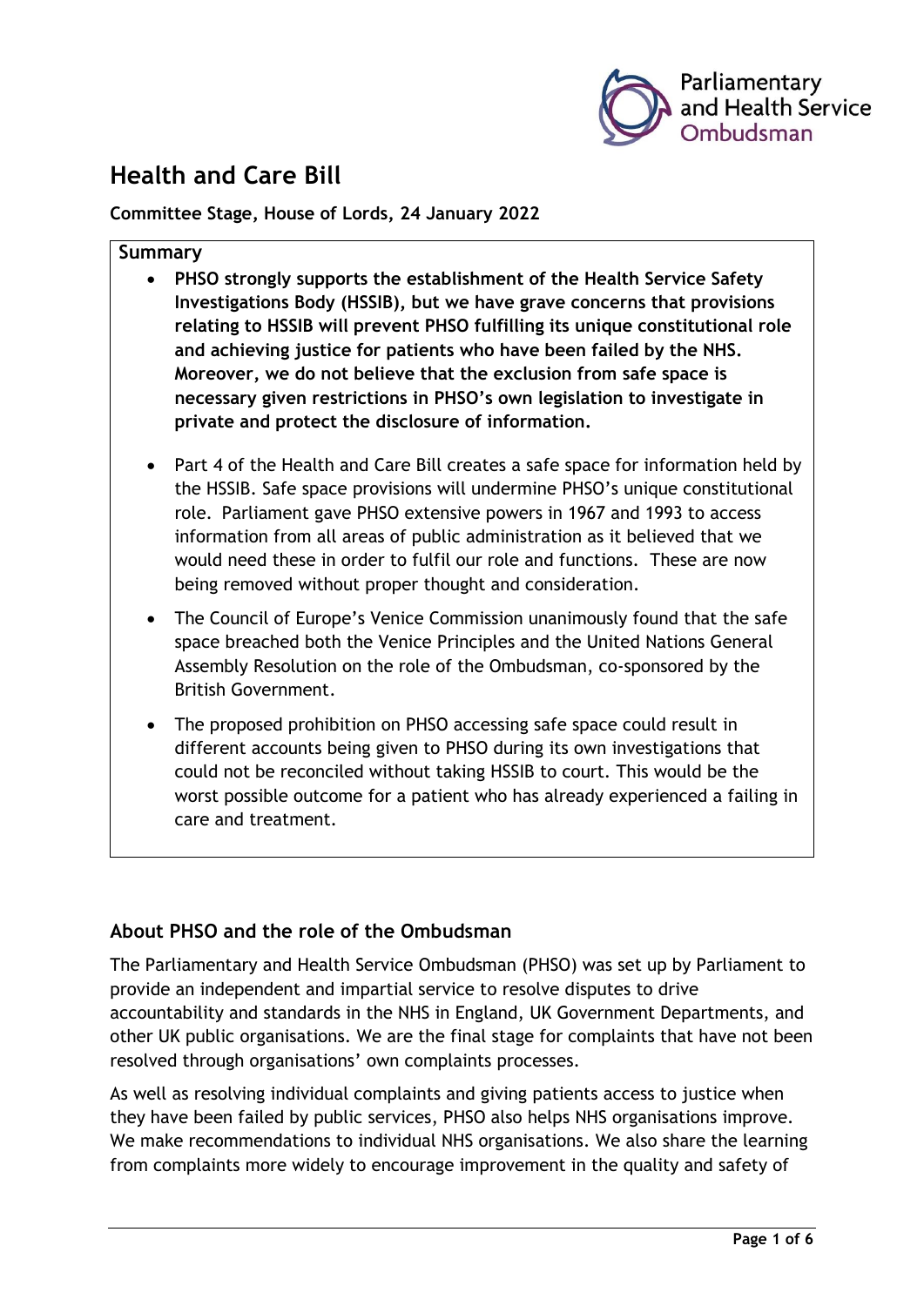# Health and Care Bill

**Committee Stage, House of Lords, 24 January 2022**

**Summary**

- **PHSO strongly supports the establishment of the Health Service Safety Investigations Body (HSSIB), but we have grave concerns that provisions relating to HSSIB will prevent PHSO fulfilling its unique constitutional role and achieving justice for patients who have been failed by the NHS. Moreover, we do not believe that the exclusion from safe space is necessary given restrictions in PHSO's own legislation to investigate in private and protect the disclosure of information.**
- Part 4 of the Health and Care Bill creates a safe space for information held by the HSSIB. Safe space provisions will undermine PHSO's unique constitutional role. Parliament gave PHSO extensive powers in 1967 and 1993 to access information from all areas of public administration as it believed that we would need these in order to fulfil our role and functions. These are now being removed without proper thought and consideration.
- The Council of Europe's Venice Commission unanimously found that the safe space breached both the Venice Principles and the United Nations General Assembly Resolution on the role of the Ombudsman, co-sponsored by the British Government.
- The proposed prohibition on PHSO accessing safe space could result in different accounts being given to PHSO during its own investigations that could not be reconciled without taking HSSIB to court. This would be the worst possible outcome for a patient who has already experienced a failing in care and treatment.

## About PHSO and the role of the Ombudsman

The Parliamentary and Health Service Ombudsman (PHSO) was set up by Parliament to provide an independent and impartial service to resolve disputes to drive accountability and standards in the NHS in England, UK Government Departments, and other UK public organisations. We are the final stage for complaints that have not been resolved through organisations' own complaints processes.

As well as resolving individual complaints and giving patients access to justice when they have been failed by public services, PHSO also helps NHS organisations improve. We make recommendations to individual NHS organisations. We also share the learning from complaints more widely to encourage improvement in the quality and safety of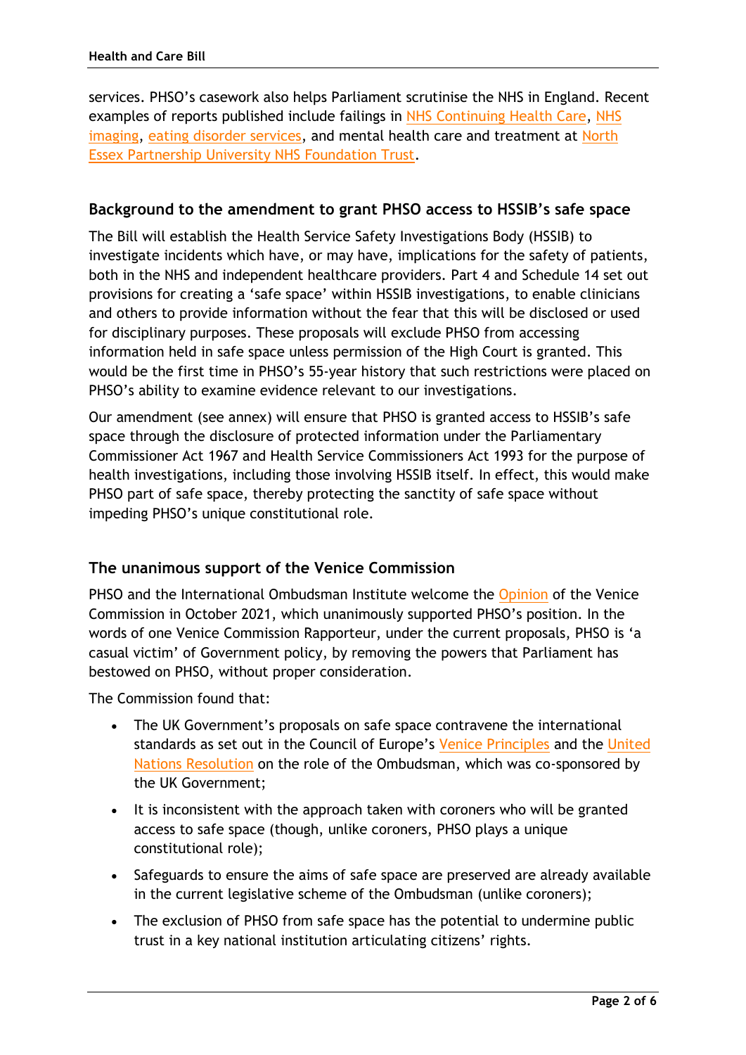services. PHSO's casework also helps Parliament scrutinise the NHS in England. Recent examples of reports published include failings in NHS Continuing Health Care, NHS imaging, eating disorder services, and mental health care and treatment at North Essex Partnership University NHS Foundation Trust.

## Background to the amendment to grant PHSO access to HSSIB's safe space

The Bill will establish the Health Service Safety Investigations Body (HSSIB) to investigate incidents which have, or may have, implications for the safety of patients, both in the NHS and independent healthcare providers. Part 4 and Schedule 14 set out provisions for creating a 'safe space' within HSSIB investigations, to enable clinicians and others to provide information without the fear that this will be disclosed or used for disciplinary purposes. These proposals will exclude PHSO from accessing information held in safe space unless permission of the High Court is granted. This would be the first time in PHSO's 55-year history that such restrictions were placed on PHSO's ability to examine evidence relevant to our investigations.

Our amendment (see annex) will ensure that PHSO is granted access to HSSIB's safe space through the disclosure of protected information under the Parliamentary Commissioner Act 1967 and Health Service Commissioners Act 1993 for the purpose of health investigations, including those involving HSSIB itself. In effect, this would make PHSO part of safe space, thereby protecting the sanctity of safe space without impeding PHSO's unique constitutional role.

## The unanimous support of the Venice Commission

PHSO and the International Ombudsman Institute welcome the Opinion of the Venice Commission in October 2021, which unanimously supported PHSO's position. In the words of one Venice Commission Rapporteur, under the current proposals, PHSO is 'a casual victim' of Government policy, by removing the powers that Parliament has bestowed on PHSO, without proper consideration.

The Commission found that:

- The UK Government's proposals on safe space contravene the international standards as set out in the Council of Europe's Venice Principles and the United Nations Resolution on the role of the Ombudsman, which was co-sponsored by the UK Government;
- It is inconsistent with the approach taken with coroners who will be granted access to safe space (though, unlike coroners, PHSO plays a unique constitutional role);
- Safeguards to ensure the aims of safe space are preserved are already available in the current legislative scheme of the Ombudsman (unlike coroners);
- The exclusion of PHSO from safe space has the potential to undermine public trust in a key national institution articulating citizens' rights.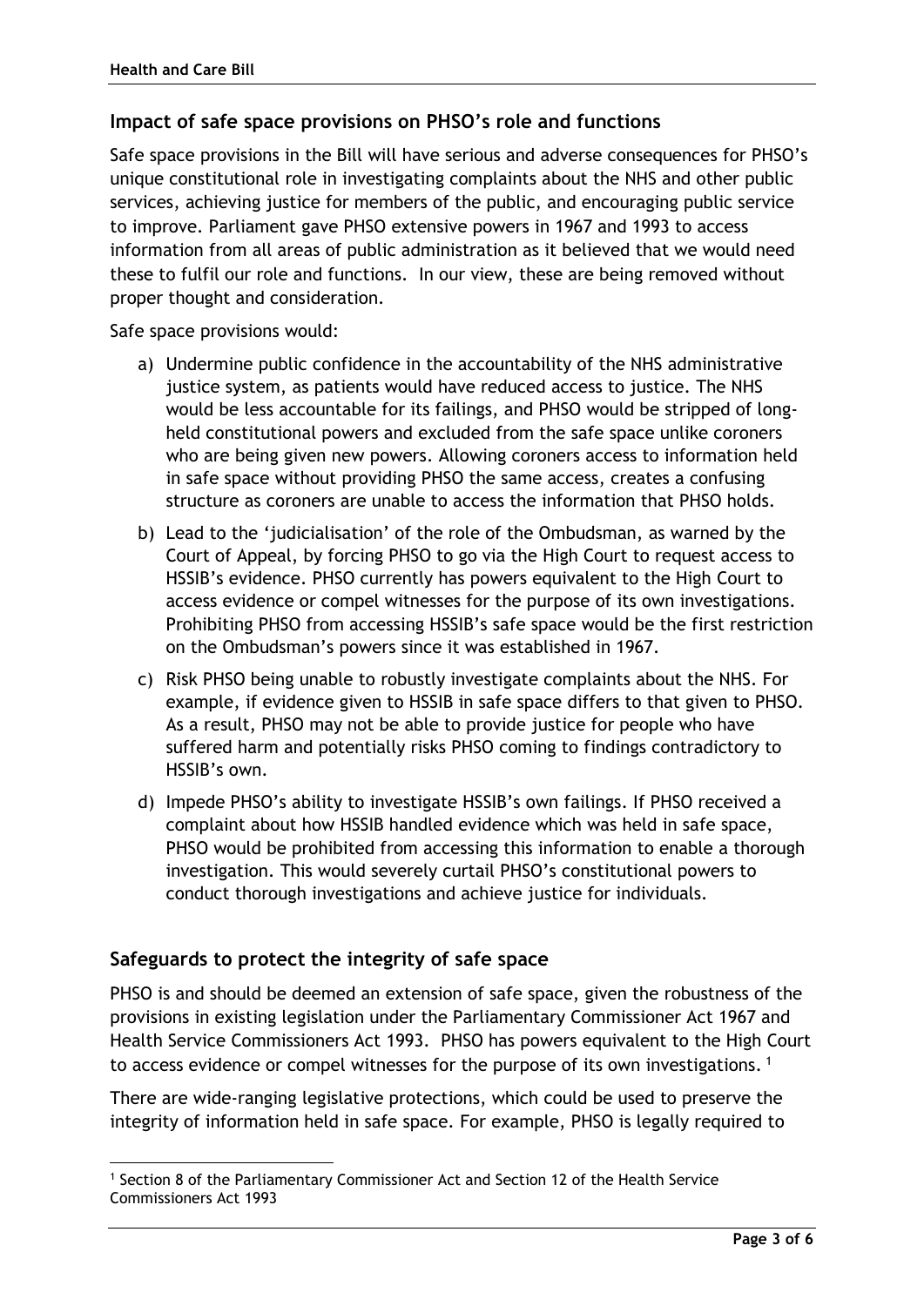## Impact of safe space provisions on PHSO's role and functions

Safe space provisions in the Bill will have serious and adverse consequences for PHSO's unique constitutional role in investigating complaints about the NHS and other public services, achieving justice for members of the public, and encouraging public service to improve. Parliament gave PHSO extensive powers in 1967 and 1993 to access information from all areas of public administration as it believed that we would need these to fulfil our role and functions. In our view, these are being removed without proper thought and consideration.

Safe space provisions would:

a) Undermine public confidence in the accountability of the NHS administrative justice system, as patients would have reduced access to justice. The NHS would be less accountable for its failings, and PHSO would be stripped of long-held constitutional powers and excluded from the safe space unlike coroners who are being given new powers. Allowing coroners access to information held in safe space without providing PHSO the same access, creates a confusing structure as coroners are unable to access the information that PHSO holds.

b) Lead to the 'judicialisation' of the role of the Ombudsman, as warned by the Court of Appeal, by forcing PHSO to go via the High Court to request access to HSSIB's evidence. PHSO currently has powers equivalent to the High Court to access evidence or compel witnesses for the purpose of its own investigations. Prohibiting PHSO from accessing HSSIB's safe space would be the first restriction on the Ombudsman's powers since it was established in 1967.

c) Risk PHSO being unable to robustly investigate complaints about the NHS. For example, if evidence given to HSSIB in safe space differs to that given to PHSO. As a result, PHSO may not be able to provide justice for people who have suffered harm and potentially risks PHSO coming to findings contradictory to HSSIB's own.

d) Impede PHSO's ability to investigate HSSIB's own failings. If PHSO received a complaint about how HSSIB handled evidence which was held in safe space, PHSO would be prohibited from accessing this information to enable a thorough investigation. This would severely curtail PHSO's constitutional powers to conduct thorough investigations and achieve justice for individuals.

## Safeguards to protect the integrity of safe space

PHSO is and should be deemed an extension of safe space, given the robustness of the provisions in existing legislation under the Parliamentary Commissioner Act 1967 and Health Service Commissioners Act 1993. PHSO has powers equivalent to the High Court to access evidence or compel witnesses for the purpose of its own investigations. [1]

There are wide-ranging legislative protections, which could be used to preserve the integrity of information held in safe space. For example, PHSO is legally required to

[1] Section 8 of the Parliamentary Commissioner Act and Section 12 of the Health Service Commissioners Act 1993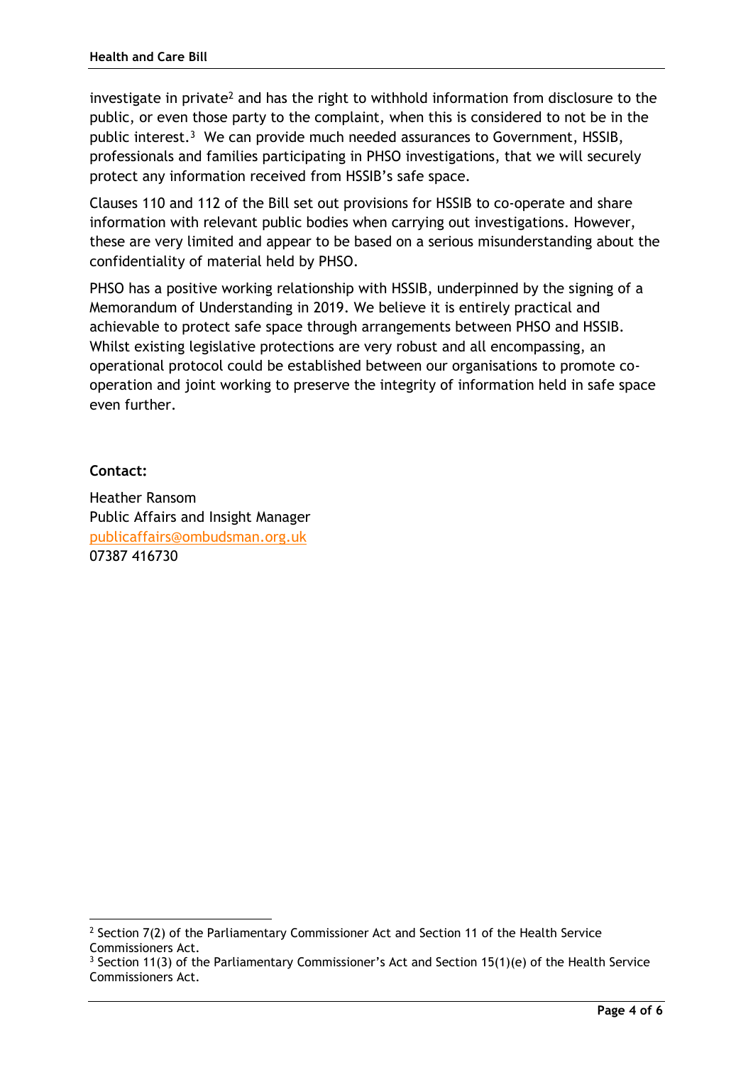investigate in private[2] and has the right to withhold information from disclosure to the public, or even those party to the complaint, when this is considered to not be in the public interest.[3] We can provide much needed assurances to Government, HSSIB, professionals and families participating in PHSO investigations, that we will securely protect any information received from HSSIB's safe space.

Clauses 110 and 112 of the Bill set out provisions for HSSIB to co-operate and share information with relevant public bodies when carrying out investigations. However, these are very limited and appear to be based on a serious misunderstanding about the confidentiality of material held by PHSO.

PHSO has a positive working relationship with HSSIB, underpinned by the signing of a Memorandum of Understanding in 2019. We believe it is entirely practical and achievable to protect safe space through arrangements between PHSO and HSSIB. Whilst existing legislative protections are very robust and all encompassing, an operational protocol could be established between our organisations to promote co-operation and joint working to preserve the integrity of information held in safe space even further.

**Contact:**

Heather Ransom
Public Affairs and Insight Manager
publicaffairs@ombudsman.org.uk
07387 416730

---

[2] Section 7(2) of the Parliamentary Commissioner Act and Section 11 of the Health Service Commissioners Act.

[3] Section 11(3) of the Parliamentary Commissioner's Act and Section 15(1)(e) of the Health Service Commissioners Act.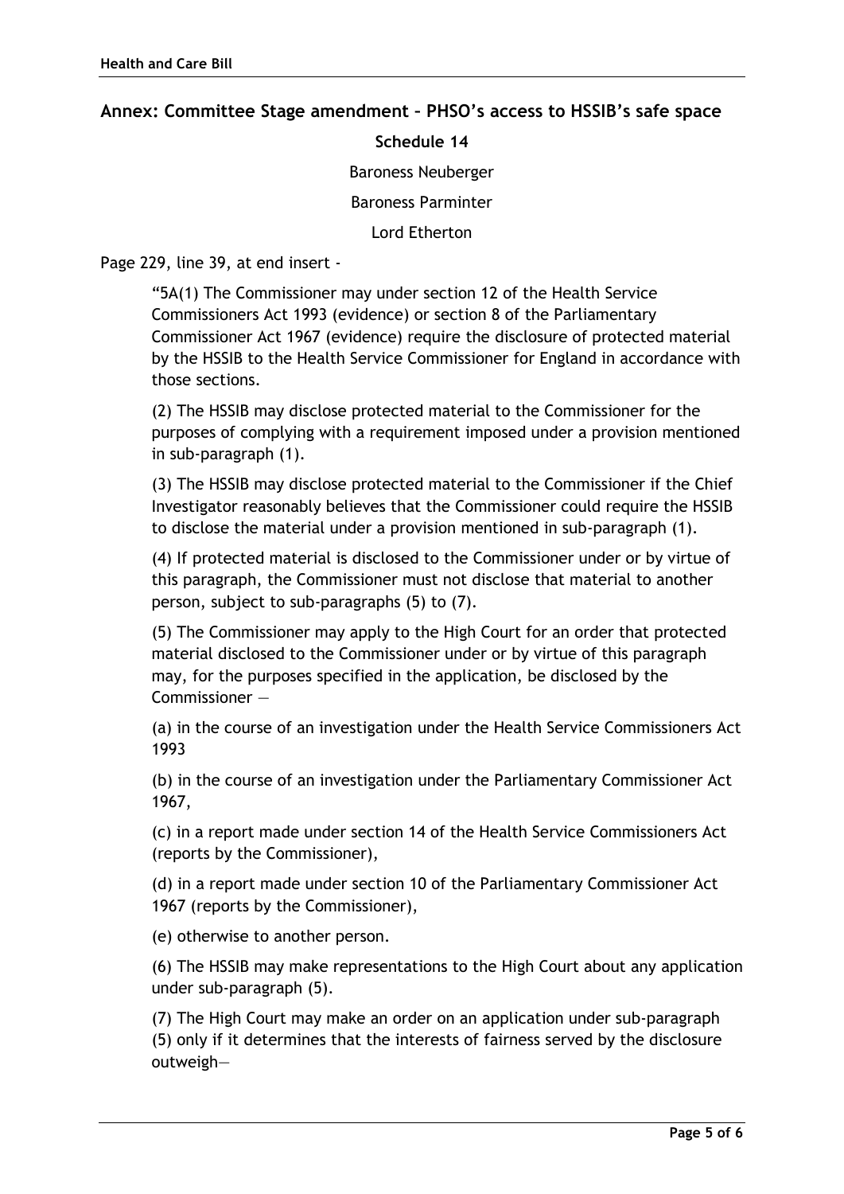## Annex: Committee Stage amendment – PHSO's access to HSSIB's safe space

**Schedule 14**

Baroness Neuberger

Baroness Parminter

Lord Etherton

Page 229, line 39, at end insert -

> "5A(1) The Commissioner may under section 12 of the Health Service Commissioners Act 1993 (evidence) or section 8 of the Parliamentary Commissioner Act 1967 (evidence) require the disclosure of protected material by the HSSIB to the Health Service Commissioner for England in accordance with those sections.
>
> (2) The HSSIB may disclose protected material to the Commissioner for the purposes of complying with a requirement imposed under a provision mentioned in sub-paragraph (1).
>
> (3) The HSSIB may disclose protected material to the Commissioner if the Chief Investigator reasonably believes that the Commissioner could require the HSSIB to disclose the material under a provision mentioned in sub-paragraph (1).
>
> (4) If protected material is disclosed to the Commissioner under or by virtue of this paragraph, the Commissioner must not disclose that material to another person, subject to sub-paragraphs (5) to (7).
>
> (5) The Commissioner may apply to the High Court for an order that protected material disclosed to the Commissioner under or by virtue of this paragraph may, for the purposes specified in the application, be disclosed by the Commissioner —
>
> (a) in the course of an investigation under the Health Service Commissioners Act 1993
>
> (b) in the course of an investigation under the Parliamentary Commissioner Act 1967,
>
> (c) in a report made under section 14 of the Health Service Commissioners Act (reports by the Commissioner),
>
> (d) in a report made under section 10 of the Parliamentary Commissioner Act 1967 (reports by the Commissioner),
>
> (e) otherwise to another person.
>
> (6) The HSSIB may make representations to the High Court about any application under sub-paragraph (5).
>
> (7) The High Court may make an order on an application under sub-paragraph (5) only if it determines that the interests of fairness served by the disclosure outweigh—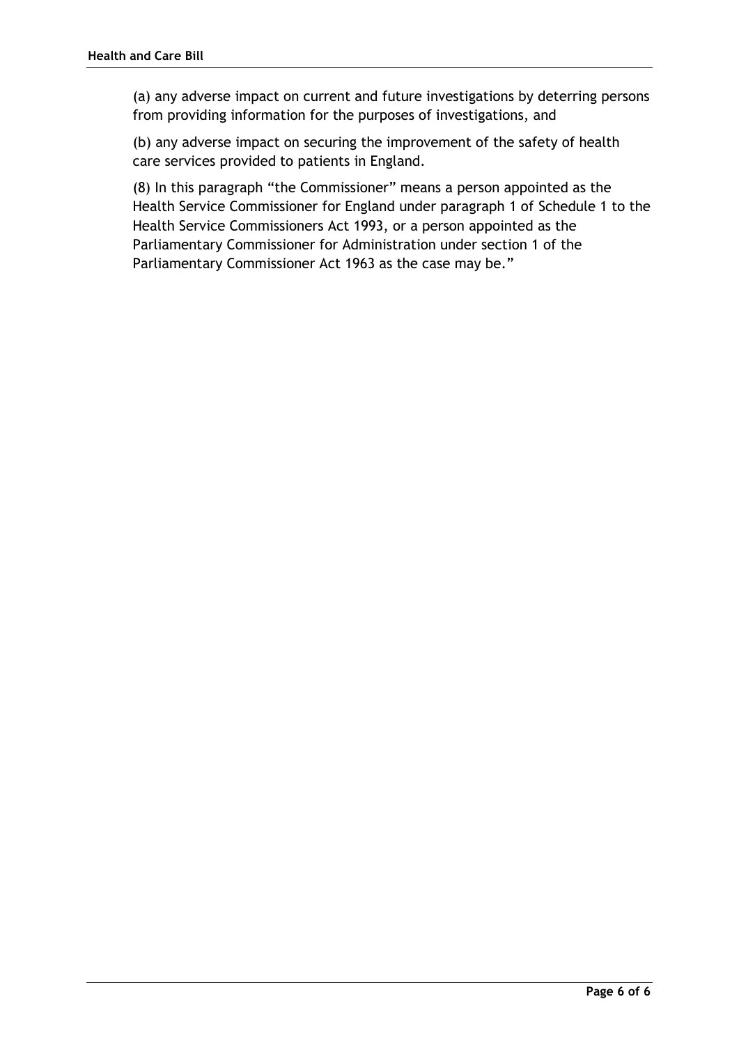(a) any adverse impact on current and future investigations by deterring persons from providing information for the purposes of investigations, and

(b) any adverse impact on securing the improvement of the safety of health care services provided to patients in England.

(8) In this paragraph "the Commissioner" means a person appointed as the Health Service Commissioner for England under paragraph 1 of Schedule 1 to the Health Service Commissioners Act 1993, or a person appointed as the Parliamentary Commissioner for Administration under section 1 of the Parliamentary Commissioner Act 1963 as the case may be."